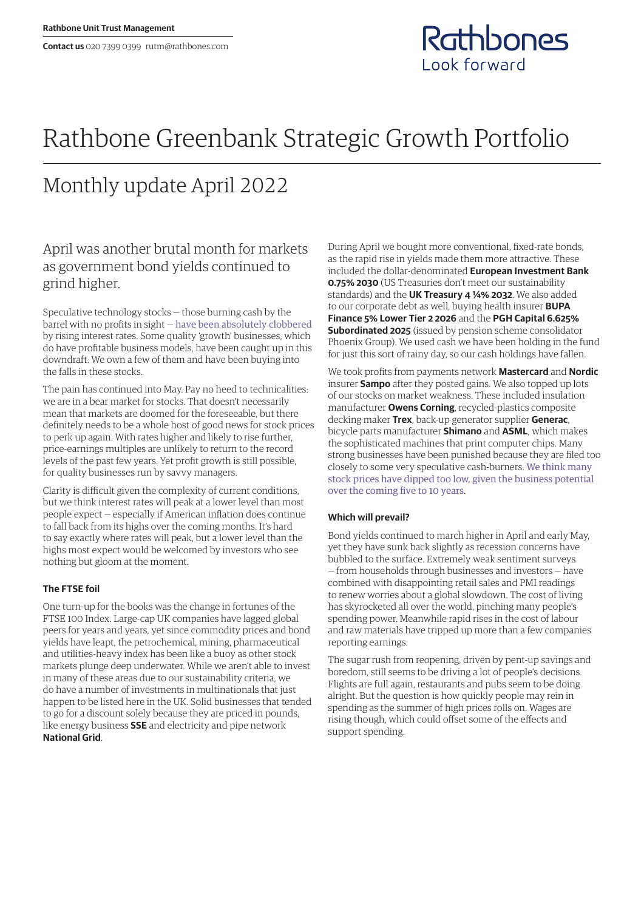Rathbone Unit Trust Management

**Contact us** 020 7399 0399 rutm@rathbones.com

Rathbones
Look forward

# Rathbone Greenbank Strategic Growth Portfolio

## Monthly update April 2022

### April was another brutal month for markets as government bond yields continued to grind higher.

Speculative technology stocks — those burning cash by the barrel with no profits in sight — have been absolutely clobbered by rising interest rates. Some quality 'growth' businesses, which do have profitable business models, have been caught up in this downdraft. We own a few of them and have been buying into the falls in these stocks.

The pain has continued into May. Pay no heed to technicalities: we are in a bear market for stocks. That doesn't necessarily mean that markets are doomed for the foreseeable, but there definitely needs to be a whole host of good news for stock prices to perk up again. With rates higher and likely to rise further, price-earnings multiples are unlikely to return to the record levels of the past few years. Yet profit growth is still possible, for quality businesses run by savvy managers.

Clarity is difficult given the complexity of current conditions, but we think interest rates will peak at a lower level than most people expect — especially if American inflation does continue to fall back from its highs over the coming months. It's hard to say exactly where rates will peak, but a lower level than the highs most expect would be welcomed by investors who see nothing but gloom at the moment.

#### The FTSE foil

One turn-up for the books was the change in fortunes of the FTSE 100 Index. Large-cap UK companies have lagged global peers for years and years, yet since commodity prices and bond yields have leapt, the petrochemical, mining, pharmaceutical and utilities-heavy index has been like a buoy as other stock markets plunge deep underwater. While we aren't able to invest in many of these areas due to our sustainability criteria, we do have a number of investments in multinationals that just happen to be listed here in the UK. Solid businesses that tended to go for a discount solely because they are priced in pounds, like energy business **SSE** and electricity and pipe network **National Grid**.

During April we bought more conventional, fixed-rate bonds, as the rapid rise in yields made them more attractive. These included the dollar-denominated **European Investment Bank 0.75% 2030** (US Treasuries don't meet our sustainability standards) and the **UK Treasury 4 ¼% 2032**. We also added to our corporate debt as well, buying health insurer **BUPA Finance 5% Lower Tier 2 2026** and the **PGH Capital 6.625% Subordinated 2025** (issued by pension scheme consolidator Phoenix Group). We used cash we have been holding in the fund for just this sort of rainy day, so our cash holdings have fallen.

We took profits from payments network **Mastercard** and **Nordic** insurer **Sampo** after they posted gains. We also topped up lots of our stocks on market weakness. These included insulation manufacturer **Owens Corning**, recycled-plastics composite decking maker **Trex**, back-up generator supplier **Generac**, bicycle parts manufacturer **Shimano** and **ASML**, which makes the sophisticated machines that print computer chips. Many strong businesses have been punished because they are filed too closely to some very speculative cash-burners. We think many stock prices have dipped too low, given the business potential over the coming five to 10 years.

#### Which will prevail?

Bond yields continued to march higher in April and early May, yet they have sunk back slightly as recession concerns have bubbled to the surface. Extremely weak sentiment surveys — from households through businesses and investors — have combined with disappointing retail sales and PMI readings to renew worries about a global slowdown. The cost of living has skyrocketed all over the world, pinching many people's spending power. Meanwhile rapid rises in the cost of labour and raw materials have tripped up more than a few companies reporting earnings.

The sugar rush from reopening, driven by pent-up savings and boredom, still seems to be driving a lot of people's decisions. Flights are full again, restaurants and pubs seem to be doing alright. But the question is how quickly people may rein in spending as the summer of high prices rolls on. Wages are rising though, which could offset some of the effects and support spending.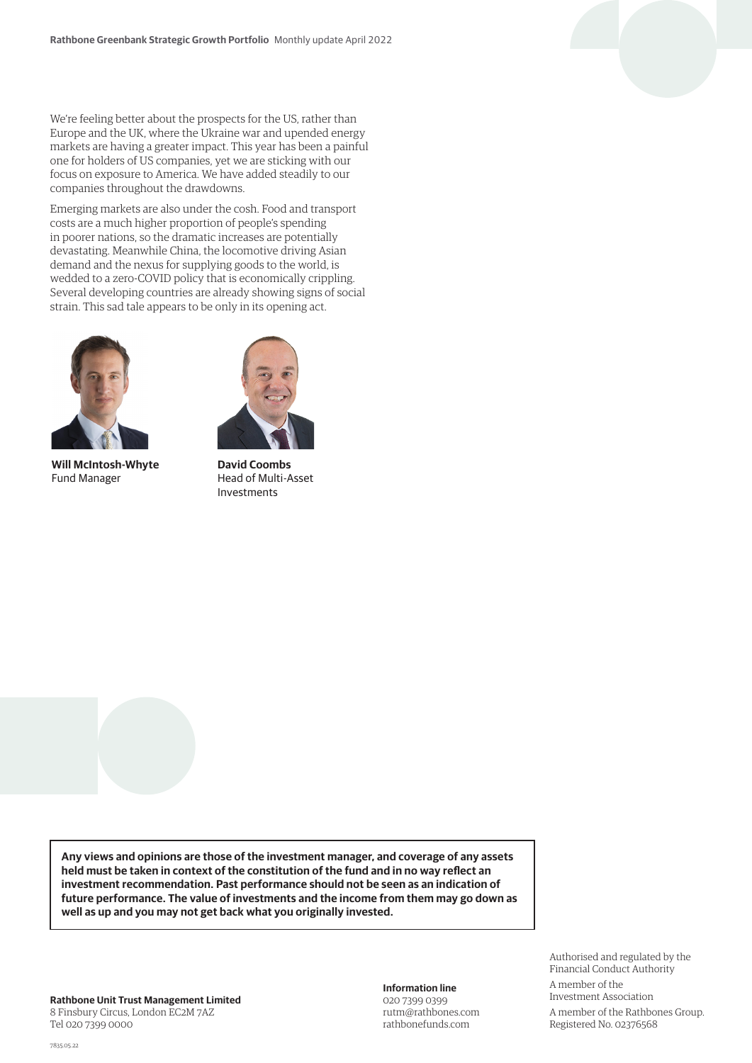We're feeling better about the prospects for the US, rather than Europe and the UK, where the Ukraine war and upended energy markets are having a greater impact. This year has been a painful one for holders of US companies, yet we are sticking with our focus on exposure to America. We have added steadily to our companies throughout the drawdowns.

Emerging markets are also under the cosh. Food and transport costs are a much higher proportion of people's spending in poorer nations, so the dramatic increases are potentially devastating. Meanwhile China, the locomotive driving Asian demand and the nexus for supplying goods to the world, is wedded to a zero-COVID policy that is economically crippling. Several developing countries are already showing signs of social strain. This sad tale appears to be only in its opening act.

**Will McIntosh-Whyte**
Fund Manager

**David Coombs**
Head of Multi-Asset Investments

**Any views and opinions are those of the investment manager, and coverage of any assets held must be taken in context of the constitution of the fund and in no way reflect an investment recommendation. Past performance should not be seen as an indication of future performance. The value of investments and the income from them may go down as well as up and you may not get back what you originally invested.**

**Rathbone Unit Trust Management Limited**
8 Finsbury Circus, London EC2M 7AZ
Tel 020 7399 0000

**Information line**
020 7399 0399
rutm@rathbones.com
rathbonefunds.com

Authorised and regulated by the Financial Conduct Authority

A member of the Investment Association

A member of the Rathbones Group. Registered No. 02376568

7835.05.22